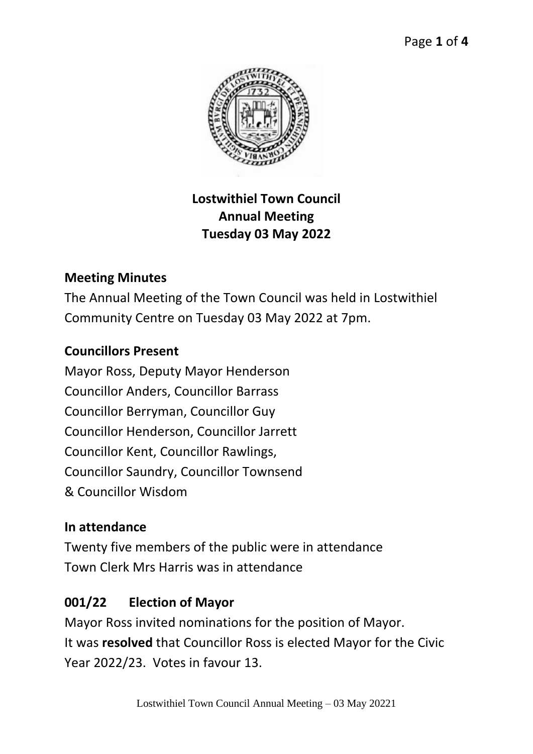# Lostwithiel Town Council
## Annual Meeting
## Tuesday 03 May 2022

### Meeting Minutes

The Annual Meeting of the Town Council was held in Lostwithiel Community Centre on Tuesday 03 May 2022 at 7pm.

### Councillors Present

Mayor Ross, Deputy Mayor Henderson
Councillor Anders, Councillor Barrass
Councillor Berryman, Councillor Guy
Councillor Henderson, Councillor Jarrett
Councillor Kent, Councillor Rawlings,
Councillor Saundry, Councillor Townsend
& Councillor Wisdom

### In attendance

Twenty five members of the public were in attendance
Town Clerk Mrs Harris was in attendance

### 001/22 Election of Mayor

Mayor Ross invited nominations for the position of Mayor.
It was **resolved** that Councillor Ross is elected Mayor for the Civic Year 2022/23. Votes in favour 13.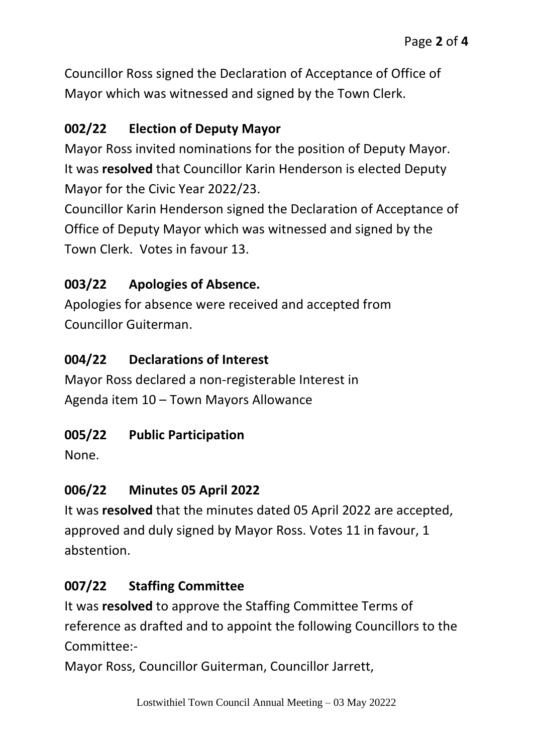Councillor Ross signed the Declaration of Acceptance of Office of Mayor which was witnessed and signed by the Town Clerk.

## 002/22 Election of Deputy Mayor

Mayor Ross invited nominations for the position of Deputy Mayor. It was **resolved** that Councillor Karin Henderson is elected Deputy Mayor for the Civic Year 2022/23.

Councillor Karin Henderson signed the Declaration of Acceptance of Office of Deputy Mayor which was witnessed and signed by the Town Clerk. Votes in favour 13.

## 003/22 Apologies of Absence.

Apologies for absence were received and accepted from Councillor Guiterman.

## 004/22 Declarations of Interest

Mayor Ross declared a non-registerable Interest in Agenda item 10 – Town Mayors Allowance

## 005/22 Public Participation

None.

## 006/22 Minutes 05 April 2022

It was **resolved** that the minutes dated 05 April 2022 are accepted, approved and duly signed by Mayor Ross. Votes 11 in favour, 1 abstention.

## 007/22 Staffing Committee

It was **resolved** to approve the Staffing Committee Terms of reference as drafted and to appoint the following Councillors to the Committee:-

Mayor Ross, Councillor Guiterman, Councillor Jarrett,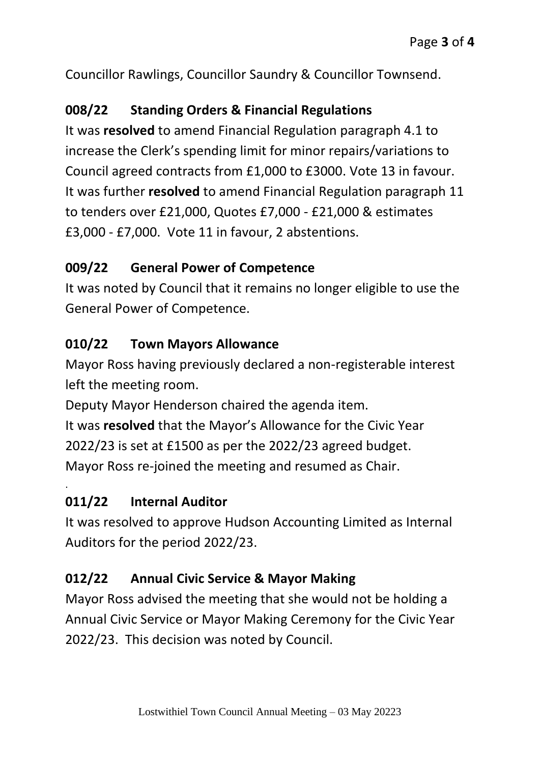Councillor Rawlings, Councillor Saundry & Councillor Townsend.

## 008/22 Standing Orders & Financial Regulations

It was **resolved** to amend Financial Regulation paragraph 4.1 to increase the Clerk's spending limit for minor repairs/variations to Council agreed contracts from £1,000 to £3000. Vote 13 in favour. It was further **resolved** to amend Financial Regulation paragraph 11 to tenders over £21,000, Quotes £7,000 - £21,000 & estimates £3,000 - £7,000. Vote 11 in favour, 2 abstentions.

## 009/22 General Power of Competence

It was noted by Council that it remains no longer eligible to use the General Power of Competence.

## 010/22 Town Mayors Allowance

Mayor Ross having previously declared a non-registerable interest left the meeting room.

Deputy Mayor Henderson chaired the agenda item.

It was **resolved** that the Mayor's Allowance for the Civic Year 2022/23 is set at £1500 as per the 2022/23 agreed budget.

Mayor Ross re-joined the meeting and resumed as Chair.

## 011/22 Internal Auditor

It was resolved to approve Hudson Accounting Limited as Internal Auditors for the period 2022/23.

## 012/22 Annual Civic Service & Mayor Making

Mayor Ross advised the meeting that she would not be holding a Annual Civic Service or Mayor Making Ceremony for the Civic Year 2022/23. This decision was noted by Council.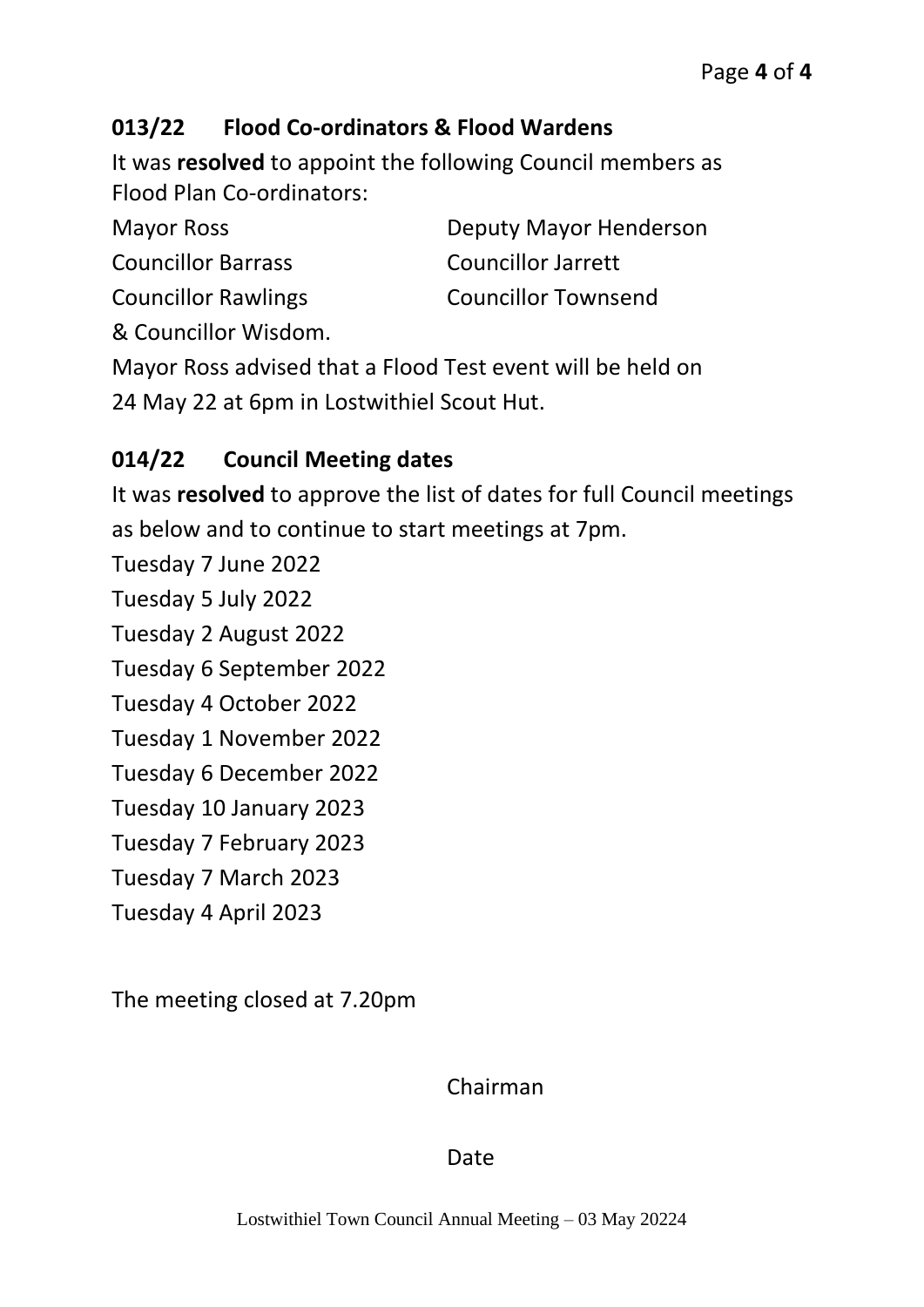## 013/22 Flood Co-ordinators & Flood Wardens

It was **resolved** to appoint the following Council members as Flood Plan Co-ordinators:

Mayor Ross
Deputy Mayor Henderson
Councillor Barrass
Councillor Jarrett
Councillor Rawlings
Councillor Townsend
& Councillor Wisdom.

Mayor Ross advised that a Flood Test event will be held on 24 May 22 at 6pm in Lostwithiel Scout Hut.

## 014/22 Council Meeting dates

It was **resolved** to approve the list of dates for full Council meetings as below and to continue to start meetings at 7pm.

Tuesday 7 June 2022
Tuesday 5 July 2022
Tuesday 2 August 2022
Tuesday 6 September 2022
Tuesday 4 October 2022
Tuesday 1 November 2022
Tuesday 6 December 2022
Tuesday 10 January 2023
Tuesday 7 February 2023
Tuesday 7 March 2023
Tuesday 4 April 2023

The meeting closed at 7.20pm

Chairman

Date